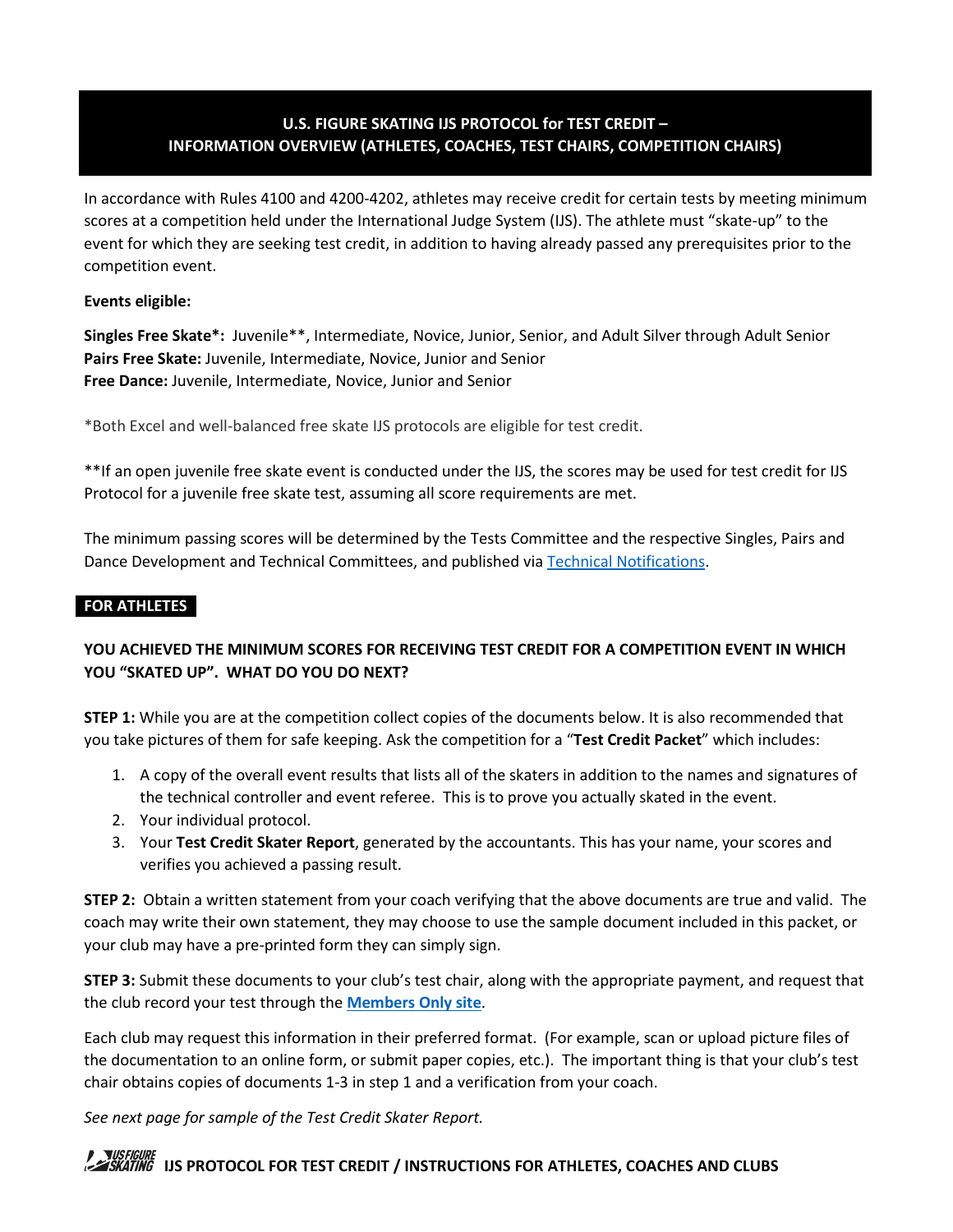# U.S. FIGURE SKATING IJS PROTOCOL for TEST CREDIT – INFORMATION OVERVIEW (ATHLETES, COACHES, TEST CHAIRS, COMPETITION CHAIRS)

In accordance with Rules 4100 and 4200-4202, athletes may receive credit for certain tests by meeting minimum scores at a competition held under the International Judge System (IJS). The athlete must "skate-up" to the event for which they are seeking test credit, in addition to having already passed any prerequisites prior to the competition event.

**Events eligible:**

**Singles Free Skate*:** Juvenile**, Intermediate, Novice, Junior, Senior, and Adult Silver through Adult Senior
**Pairs Free Skate:** Juvenile, Intermediate, Novice, Junior and Senior
**Free Dance:** Juvenile, Intermediate, Novice, Junior and Senior

*Both Excel and well-balanced free skate IJS protocols are eligible for test credit.

**If an open juvenile free skate event is conducted under the IJS, the scores may be used for test credit for IJS Protocol for a juvenile free skate test, assuming all score requirements are met.

The minimum passing scores will be determined by the Tests Committee and the respective Singles, Pairs and Dance Development and Technical Committees, and published via Technical Notifications.

## FOR ATHLETES

### YOU ACHIEVED THE MINIMUM SCORES FOR RECEIVING TEST CREDIT FOR A COMPETITION EVENT IN WHICH YOU "SKATED UP". WHAT DO YOU DO NEXT?

**STEP 1:** While you are at the competition collect copies of the documents below. It is also recommended that you take pictures of them for safe keeping. Ask the competition for a "**Test Credit Packet**" which includes:

1. A copy of the overall event results that lists all of the skaters in addition to the names and signatures of the technical controller and event referee. This is to prove you actually skated in the event.
2. Your individual protocol.
3. Your **Test Credit Skater Report**, generated by the accountants. This has your name, your scores and verifies you achieved a passing result.

**STEP 2:** Obtain a written statement from your coach verifying that the above documents are true and valid. The coach may write their own statement, they may choose to use the sample document included in this packet, or your club may have a pre-printed form they can simply sign.

**STEP 3:** Submit these documents to your club's test chair, along with the appropriate payment, and request that the club record your test through the **Members Only site**.

Each club may request this information in their preferred format. (For example, scan or upload picture files of the documentation to an online form, or submit paper copies, etc.). The important thing is that your club's test chair obtains copies of documents 1-3 in step 1 and a verification from your coach.

*See next page for sample of the Test Credit Skater Report.*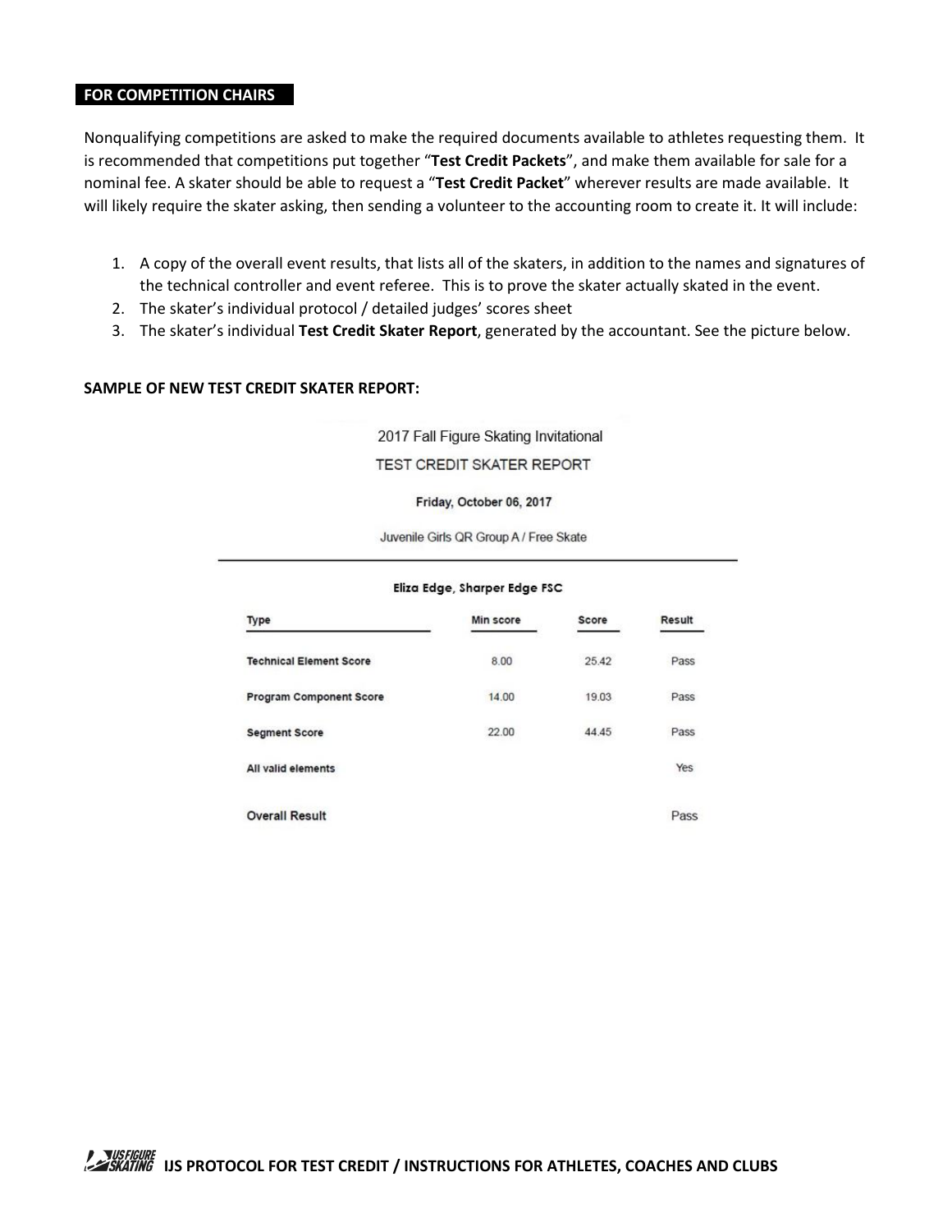## FOR COMPETITION CHAIRS

Nonqualifying competitions are asked to make the required documents available to athletes requesting them. It is recommended that competitions put together "**Test Credit Packets**", and make them available for sale for a nominal fee. A skater should be able to request a "**Test Credit Packet**" wherever results are made available. It will likely require the skater asking, then sending a volunteer to the accounting room to create it. It will include:

1. A copy of the overall event results, that lists all of the skaters, in addition to the names and signatures of the technical controller and event referee. This is to prove the skater actually skated in the event.
2. The skater's individual protocol / detailed judges' scores sheet
3. The skater's individual **Test Credit Skater Report**, generated by the accountant. See the picture below.

**SAMPLE OF NEW TEST CREDIT SKATER REPORT:**

2017 Fall Figure Skating Invitational

TEST CREDIT SKATER REPORT

**Friday, October 06, 2017**

Juvenile Girls QR Group A / Free Skate

**Eliza Edge, Sharper Edge FSC**

| Type | Min score | Score | Result |
|---|---|---|---|
| Technical Element Score | 8.00 | 25.42 | Pass |
| Program Component Score | 14.00 | 19.03 | Pass |
| Segment Score | 22.00 | 44.45 | Pass |
| All valid elements | | | Yes |
| Overall Result | | | Pass |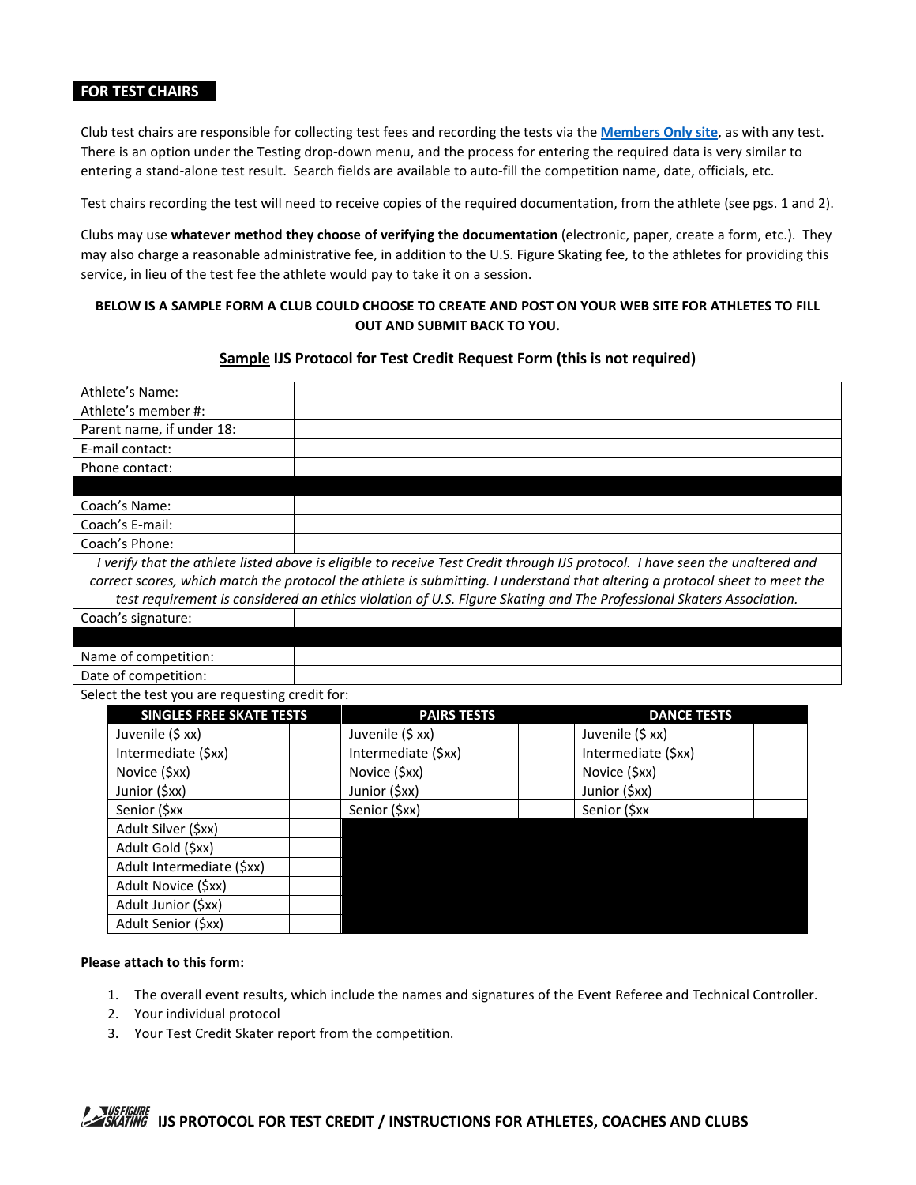## FOR TEST CHAIRS

Club test chairs are responsible for collecting test fees and recording the tests via the **[Members Only site](#)**, as with any test. There is an option under the Testing drop-down menu, and the process for entering the required data is very similar to entering a stand-alone test result. Search fields are available to auto-fill the competition name, date, officials, etc.

Test chairs recording the test will need to receive copies of the required documentation, from the athlete (see pgs. 1 and 2).

Clubs may use **whatever method they choose of verifying the documentation** (electronic, paper, create a form, etc.). They may also charge a reasonable administrative fee, in addition to the U.S. Figure Skating fee, to the athletes for providing this service, in lieu of the test fee the athlete would pay to take it on a session.

**BELOW IS A SAMPLE FORM A CLUB COULD CHOOSE TO CREATE AND POST ON YOUR WEB SITE FOR ATHLETES TO FILL OUT AND SUBMIT BACK TO YOU.**

### Sample IJS Protocol for Test Credit Request Form (this is not required)

| | |
|---|---|
| Athlete's Name: | |
| Athlete's member #: | |
| Parent name, if under 18: | |
| E-mail contact: | |
| Phone contact: | |
| | |
| Coach's Name: | |
| Coach's E-mail: | |
| Coach's Phone: | |
| *I verify that the athlete listed above is eligible to receive Test Credit through IJS protocol. I have seen the unaltered and correct scores, which match the protocol the athlete is submitting. I understand that altering a protocol sheet to meet the test requirement is considered an ethics violation of U.S. Figure Skating and The Professional Skaters Association.* | |
| Coach's signature: | |
| | |
| Name of competition: | |
| Date of competition: | |

Select the test you are requesting credit for:

| SINGLES FREE SKATE TESTS | | PAIRS TESTS | | DANCE TESTS | |
|---|---|---|---|---|---|
| Juvenile ($ xx) | | Juvenile ($ xx) | | Juvenile ($ xx) | |
| Intermediate ($xx) | | Intermediate ($xx) | | Intermediate ($xx) | |
| Novice ($xx) | | Novice ($xx) | | Novice ($xx) | |
| Junior ($xx) | | Junior ($xx) | | Junior ($xx) | |
| Senior ($xx | | Senior ($xx) | | Senior ($xx | |
| Adult Silver ($xx) | | | | | |
| Adult Gold ($xx) | | | | | |
| Adult Intermediate ($xx) | | | | | |
| Adult Novice ($xx) | | | | | |
| Adult Junior ($xx) | | | | | |
| Adult Senior ($xx) | | | | | |

**Please attach to this form:**

1. The overall event results, which include the names and signatures of the Event Referee and Technical Controller.
2. Your individual protocol
3. Your Test Credit Skater report from the competition.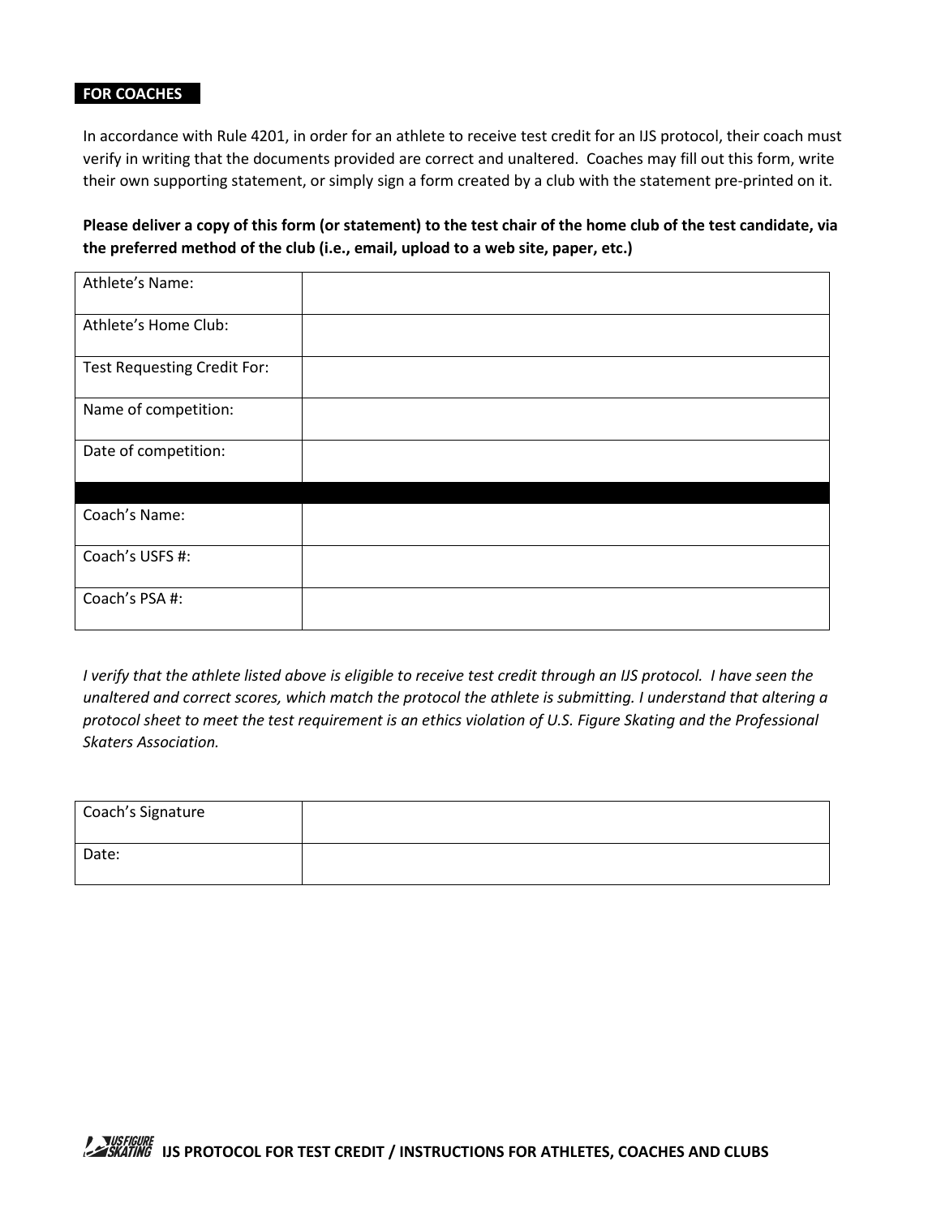**FOR COACHES**

In accordance with Rule 4201, in order for an athlete to receive test credit for an IJS protocol, their coach must verify in writing that the documents provided are correct and unaltered. Coaches may fill out this form, write their own supporting statement, or simply sign a form created by a club with the statement pre-printed on it.

**Please deliver a copy of this form (or statement) to the test chair of the home club of the test candidate, via the preferred method of the club (i.e., email, upload to a web site, paper, etc.)**

| | |
|---|---|
| Athlete's Name: | |
| Athlete's Home Club: | |
| Test Requesting Credit For: | |
| Name of competition: | |
| Date of competition: | |
| | |
| Coach's Name: | |
| Coach's USFS #: | |
| Coach's PSA #: | |

*I verify that the athlete listed above is eligible to receive test credit through an IJS protocol. I have seen the unaltered and correct scores, which match the protocol the athlete is submitting. I understand that altering a protocol sheet to meet the test requirement is an ethics violation of U.S. Figure Skating and the Professional Skaters Association.*

| | |
|---|---|
| Coach's Signature | |
| Date: | |